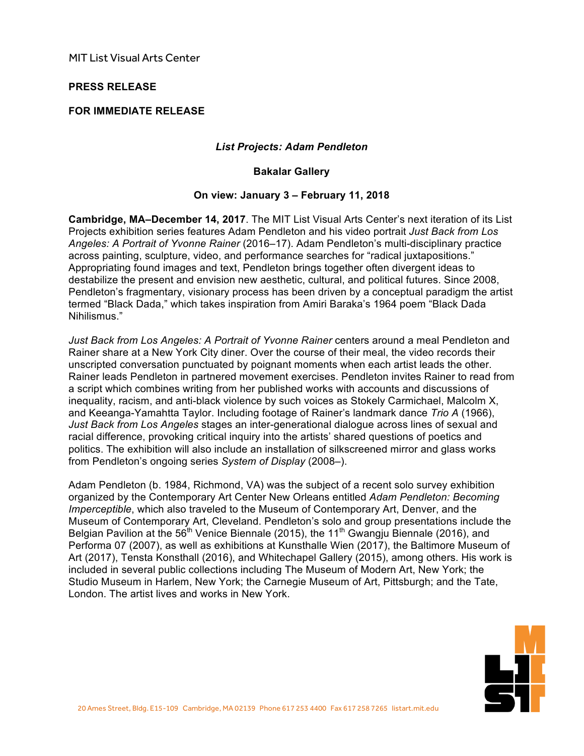MIT List Visual Arts Center

**PRESS RELEASE**

**FOR IMMEDIATE RELEASE**

***List Projects: Adam Pendleton***

**Bakalar Gallery**

**On view: January 3 – February 11, 2018**

**Cambridge, MA–December 14, 2017**. The MIT List Visual Arts Center's next iteration of its List Projects exhibition series features Adam Pendleton and his video portrait *Just Back from Los Angeles: A Portrait of Yvonne Rainer* (2016–17). Adam Pendleton's multi-disciplinary practice across painting, sculpture, video, and performance searches for "radical juxtapositions." Appropriating found images and text, Pendleton brings together often divergent ideas to destabilize the present and envision new aesthetic, cultural, and political futures. Since 2008, Pendleton's fragmentary, visionary process has been driven by a conceptual paradigm the artist termed "Black Dada," which takes inspiration from Amiri Baraka's 1964 poem "Black Dada Nihilismus."

*Just Back from Los Angeles: A Portrait of Yvonne Rainer* centers around a meal Pendleton and Rainer share at a New York City diner. Over the course of their meal, the video records their unscripted conversation punctuated by poignant moments when each artist leads the other. Rainer leads Pendleton in partnered movement exercises. Pendleton invites Rainer to read from a script which combines writing from her published works with accounts and discussions of inequality, racism, and anti-black violence by such voices as Stokely Carmichael, Malcolm X, and Keeanga-Yamahtta Taylor. Including footage of Rainer's landmark dance *Trio A* (1966), *Just Back from Los Angeles* stages an inter-generational dialogue across lines of sexual and racial difference, provoking critical inquiry into the artists' shared questions of poetics and politics. The exhibition will also include an installation of silkscreened mirror and glass works from Pendleton's ongoing series *System of Display* (2008–).

Adam Pendleton (b. 1984, Richmond, VA) was the subject of a recent solo survey exhibition organized by the Contemporary Art Center New Orleans entitled *Adam Pendleton: Becoming Imperceptible*, which also traveled to the Museum of Contemporary Art, Denver, and the Museum of Contemporary Art, Cleveland. Pendleton's solo and group presentations include the Belgian Pavilion at the 56th Venice Biennale (2015), the 11th Gwangju Biennale (2016), and Performa 07 (2007), as well as exhibitions at Kunsthalle Wien (2017), the Baltimore Museum of Art (2017), Tensta Konsthall (2016), and Whitechapel Gallery (2015), among others. His work is included in several public collections including The Museum of Modern Art, New York; the Studio Museum in Harlem, New York; the Carnegie Museum of Art, Pittsburgh; and the Tate, London. The artist lives and works in New York.

20 Ames Street, Bldg. E15-109 Cambridge, MA 02139 Phone 617 253 4400 Fax 617 258 7265 listart.mit.edu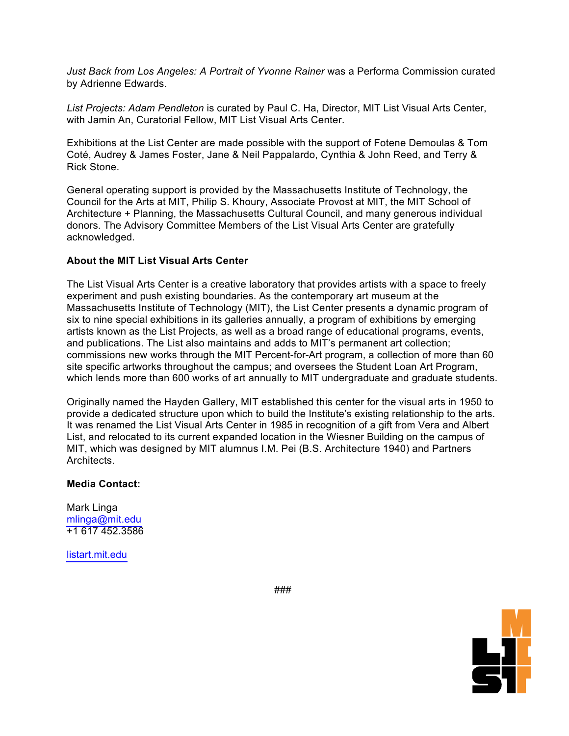*Just Back from Los Angeles: A Portrait of Yvonne Rainer* was a Performa Commission curated by Adrienne Edwards.

*List Projects: Adam Pendleton* is curated by Paul C. Ha, Director, MIT List Visual Arts Center, with Jamin An, Curatorial Fellow, MIT List Visual Arts Center.

Exhibitions at the List Center are made possible with the support of Fotene Demoulas & Tom Coté, Audrey & James Foster, Jane & Neil Pappalardo, Cynthia & John Reed, and Terry & Rick Stone.

General operating support is provided by the Massachusetts Institute of Technology, the Council for the Arts at MIT, Philip S. Khoury, Associate Provost at MIT, the MIT School of Architecture + Planning, the Massachusetts Cultural Council, and many generous individual donors. The Advisory Committee Members of the List Visual Arts Center are gratefully acknowledged.

**About the MIT List Visual Arts Center**

The List Visual Arts Center is a creative laboratory that provides artists with a space to freely experiment and push existing boundaries. As the contemporary art museum at the Massachusetts Institute of Technology (MIT), the List Center presents a dynamic program of six to nine special exhibitions in its galleries annually, a program of exhibitions by emerging artists known as the List Projects, as well as a broad range of educational programs, events, and publications. The List also maintains and adds to MIT's permanent art collection; commissions new works through the MIT Percent-for-Art program, a collection of more than 60 site specific artworks throughout the campus; and oversees the Student Loan Art Program, which lends more than 600 works of art annually to MIT undergraduate and graduate students.

Originally named the Hayden Gallery, MIT established this center for the visual arts in 1950 to provide a dedicated structure upon which to build the Institute's existing relationship to the arts. It was renamed the List Visual Arts Center in 1985 in recognition of a gift from Vera and Albert List, and relocated to its current expanded location in the Wiesner Building on the campus of MIT, which was designed by MIT alumnus I.M. Pei (B.S. Architecture 1940) and Partners Architects.

**Media Contact:**

Mark Linga
mlinga@mit.edu
+1 617 452.3586

listart.mit.edu

###